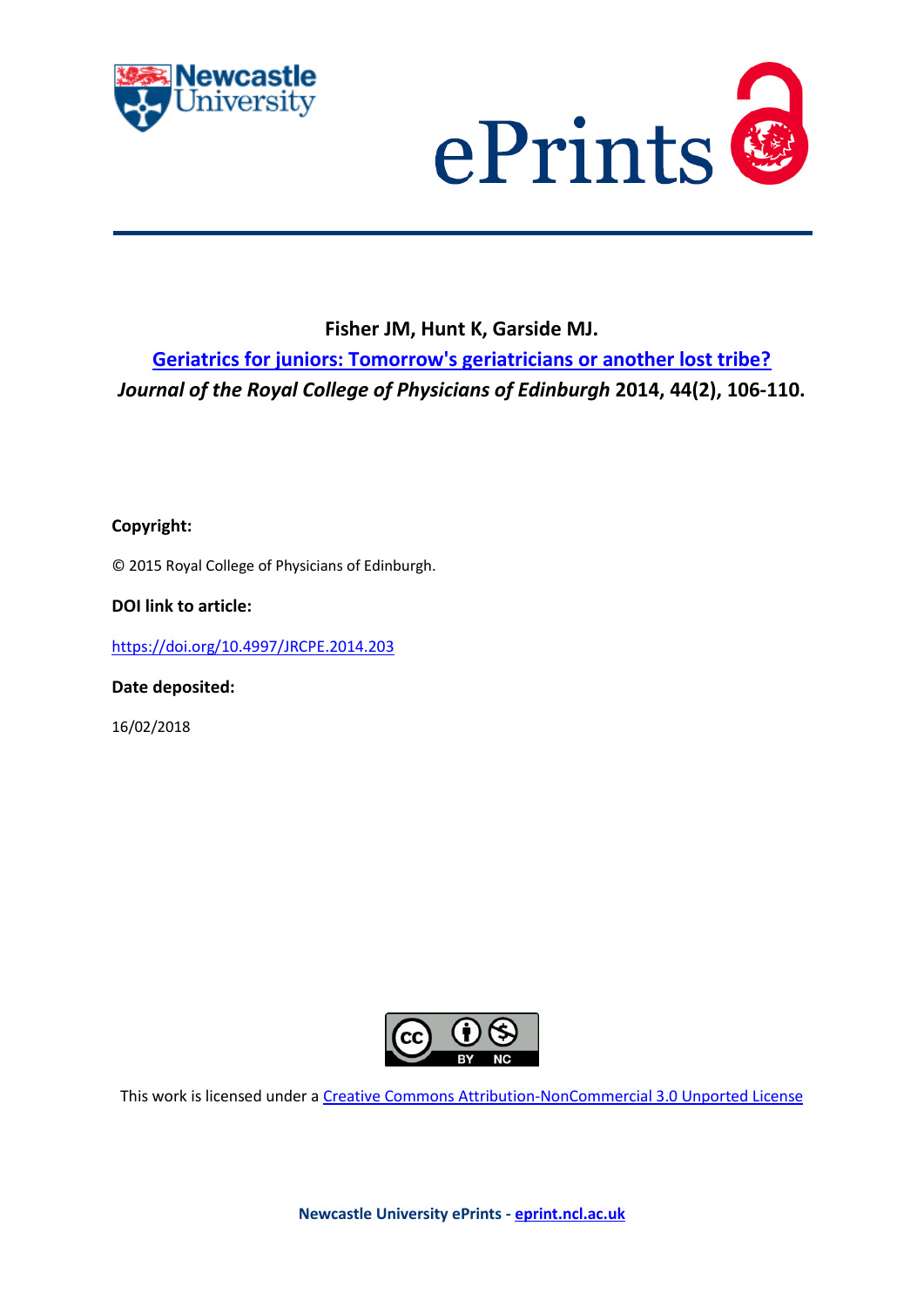**Fisher JM, Hunt K, Garside MJ.**

**[Geriatrics for juniors: Tomorrow's geriatricians or another lost tribe?](https://doi.org/10.4997/JRCPE.2014.203)**

***Journal of the Royal College of Physicians of Edinburgh*** **2014, 44(2), 106-110.**

**Copyright:**

© 2015 Royal College of Physicians of Edinburgh.

**DOI link to article:**

[https://doi.org/10.4997/JRCPE.2014.203](https://doi.org/10.4997/JRCPE.2014.203)

**Date deposited:**

16/02/2018

This work is licensed under a [Creative Commons Attribution-NonCommercial 3.0 Unported License](https://creativecommons.org/licenses/by-nc/3.0/)

**Newcastle University ePrints - [eprint.ncl.ac.uk](http://eprint.ncl.ac.uk)**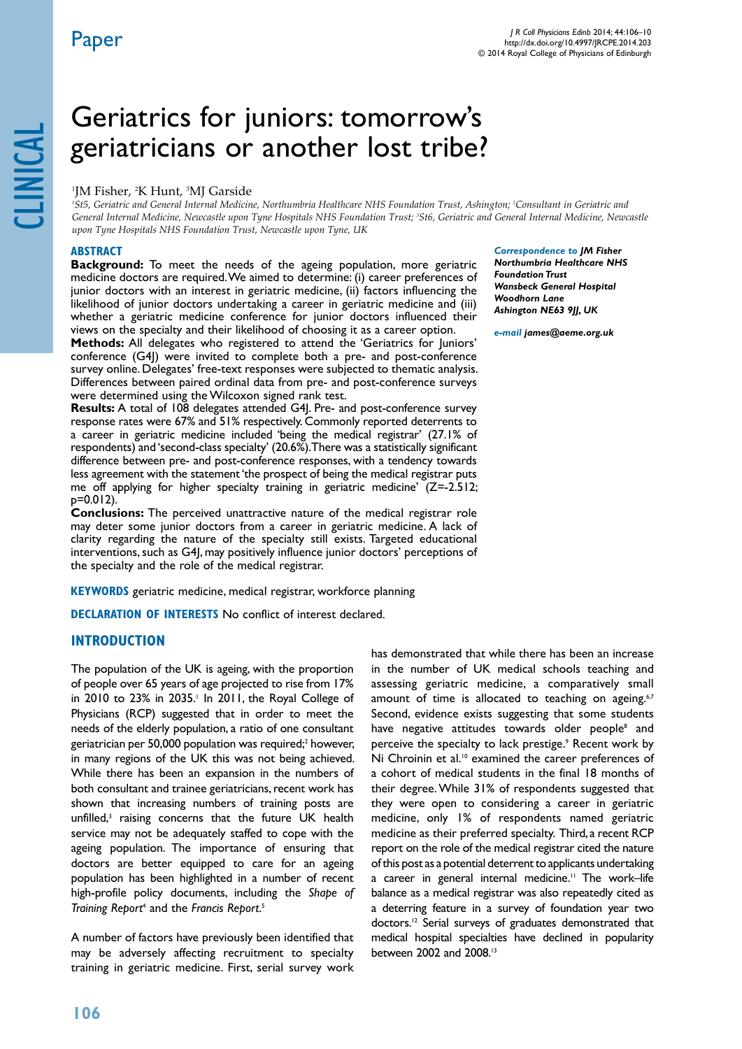# Geriatrics for juniors: tomorrow's geriatricians or another lost tribe?

[1]JM Fisher, [2]K Hunt, [3]MJ Garside

[1]*St5, Geriatric and General Internal Medicine, Northumbria Healthcare NHS Foundation Trust, Ashington;* [2]*Consultant in Geriatric and General Internal Medicine, Newcastle upon Tyne Hospitals NHS Foundation Trust;* [3]*St6, Geriatric and General Internal Medicine, Newcastle upon Tyne Hospitals NHS Foundation Trust, Newcastle upon Tyne, UK*

## ABSTRACT

**Background:** To meet the needs of the ageing population, more geriatric medicine doctors are required. We aimed to determine: (i) career preferences of junior doctors with an interest in geriatric medicine, (ii) factors influencing the likelihood of junior doctors undertaking a career in geriatric medicine and (iii) whether a geriatric medicine conference for junior doctors influenced their views on the specialty and their likelihood of choosing it as a career option.

**Methods:** All delegates who registered to attend the 'Geriatrics for Juniors' conference (G4J) were invited to complete both a pre- and post-conference survey online. Delegates' free-text responses were subjected to thematic analysis. Differences between paired ordinal data from pre- and post-conference surveys were determined using the Wilcoxon signed rank test.

**Results:** A total of 108 delegates attended G4J. Pre- and post-conference survey response rates were 67% and 51% respectively. Commonly reported deterrents to a career in geriatric medicine included 'being the medical registrar' (27.1% of respondents) and 'second-class specialty' (20.6%). There was a statistically significant difference between pre- and post-conference responses, with a tendency towards less agreement with the statement 'the prospect of being the medical registrar puts me off applying for higher specialty training in geriatric medicine' ($Z=-2.512$; $p=0.012$).

**Conclusions:** The perceived unattractive nature of the medical registrar role may deter some junior doctors from a career in geriatric medicine. A lack of clarity regarding the nature of the specialty still exists. Targeted educational interventions, such as G4J, may positively influence junior doctors' perceptions of the specialty and the role of the medical registrar.

***Correspondence to* JM Fisher**
***Northumbria Healthcare NHS Foundation Trust***
***Wansbeck General Hospital***
***Woodhorn Lane***
***Ashington NE63 9JJ, UK***

***e-mail* james@aeme.org.uk**

**KEYWORDS** geriatric medicine, medical registrar, workforce planning

**DECLARATION OF INTERESTS** No conflict of interest declared.

## INTRODUCTION

The population of the UK is ageing, with the proportion of people over 65 years of age projected to rise from 17% in 2010 to 23% in 2035.[1] In 2011, the Royal College of Physicians (RCP) suggested that in order to meet the needs of the elderly population, a ratio of one consultant geriatrician per 50,000 population was required;[2] however, in many regions of the UK this was not being achieved. While there has been an expansion in the numbers of both consultant and trainee geriatricians, recent work has shown that increasing numbers of training posts are unfilled,[3] raising concerns that the future UK health service may not be adequately staffed to cope with the ageing population. The importance of ensuring that doctors are better equipped to care for an ageing population has been highlighted in a number of recent high-profile policy documents, including the *Shape of Training Report*[4] and the *Francis Report*.[5]

A number of factors have previously been identified that may be adversely affecting recruitment to specialty training in geriatric medicine. First, serial survey work has demonstrated that while there has been an increase in the number of UK medical schools teaching and assessing geriatric medicine, a comparatively small amount of time is allocated to teaching on ageing.[6,7] Second, evidence exists suggesting that some students have negative attitudes towards older people[8] and perceive the specialty to lack prestige.[9] Recent work by Ni Chroinin et al.[10] examined the career preferences of a cohort of medical students in the final 18 months of their degree. While 31% of respondents suggested that they were open to considering a career in geriatric medicine, only 1% of respondents named geriatric medicine as their preferred specialty. Third, a recent RCP report on the role of the medical registrar cited the nature of this post as a potential deterrent to applicants undertaking a career in general internal medicine.[11] The work–life balance as a medical registrar was also repeatedly cited as a deterring feature in a survey of foundation year two doctors.[12] Serial surveys of graduates demonstrated that medical hospital specialties have declined in popularity between 2002 and 2008.[13]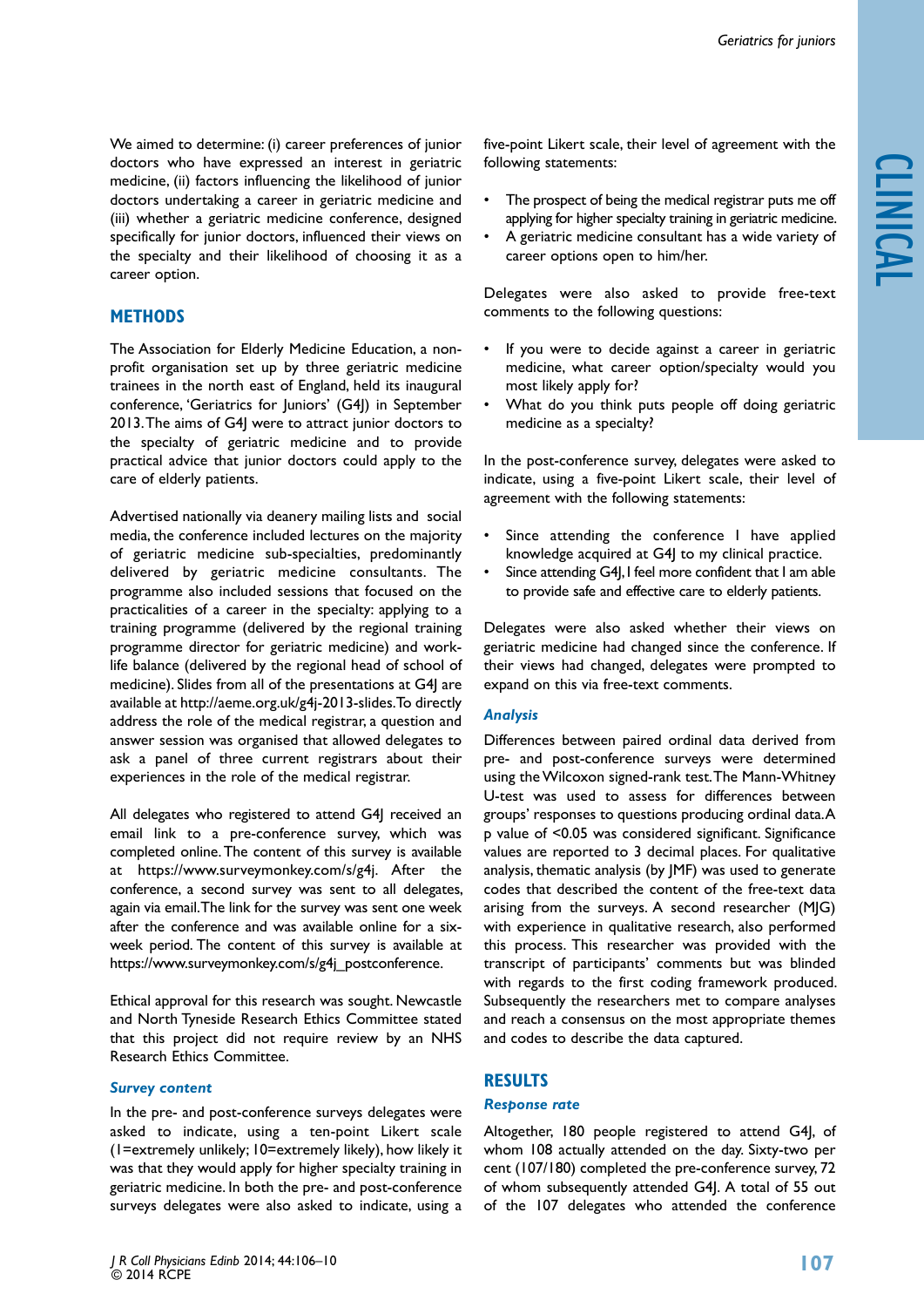We aimed to determine: (i) career preferences of junior doctors who have expressed an interest in geriatric medicine, (ii) factors influencing the likelihood of junior doctors undertaking a career in geriatric medicine and (iii) whether a geriatric medicine conference, designed specifically for junior doctors, influenced their views on the specialty and their likelihood of choosing it as a career option.

## METHODS

The Association for Elderly Medicine Education, a non-profit organisation set up by three geriatric medicine trainees in the north east of England, held its inaugural conference, 'Geriatrics for Juniors' (G4J) in September 2013. The aims of G4J were to attract junior doctors to the specialty of geriatric medicine and to provide practical advice that junior doctors could apply to the care of elderly patients.

Advertised nationally via deanery mailing lists and social media, the conference included lectures on the majority of geriatric medicine sub-specialties, predominantly delivered by geriatric medicine consultants. The programme also included sessions that focused on the practicalities of a career in the specialty: applying to a training programme (delivered by the regional training programme director for geriatric medicine) and work-life balance (delivered by the regional head of school of medicine). Slides from all of the presentations at G4J are available at http://aeme.org.uk/g4j-2013-slides. To directly address the role of the medical registrar, a question and answer session was organised that allowed delegates to ask a panel of three current registrars about their experiences in the role of the medical registrar.

All delegates who registered to attend G4J received an email link to a pre-conference survey, which was completed online. The content of this survey is available at https://www.surveymonkey.com/s/g4j. After the conference, a second survey was sent to all delegates, again via email. The link for the survey was sent one week after the conference and was available online for a six-week period. The content of this survey is available at https://www.surveymonkey.com/s/g4j_postconference.

Ethical approval for this research was sought. Newcastle and North Tyneside Research Ethics Committee stated that this project did not require review by an NHS Research Ethics Committee.

### *Survey content*

In the pre- and post-conference surveys delegates were asked to indicate, using a ten-point Likert scale (1=extremely unlikely; 10=extremely likely), how likely it was that they would apply for higher specialty training in geriatric medicine. In both the pre- and post-conference surveys delegates were also asked to indicate, using a five-point Likert scale, their level of agreement with the following statements:

- The prospect of being the medical registrar puts me off applying for higher specialty training in geriatric medicine.
- A geriatric medicine consultant has a wide variety of career options open to him/her.

Delegates were also asked to provide free-text comments to the following questions:

- If you were to decide against a career in geriatric medicine, what career option/specialty would you most likely apply for?
- What do you think puts people off doing geriatric medicine as a specialty?

In the post-conference survey, delegates were asked to indicate, using a five-point Likert scale, their level of agreement with the following statements:

- Since attending the conference I have applied knowledge acquired at G4J to my clinical practice.
- Since attending G4J, I feel more confident that I am able to provide safe and effective care to elderly patients.

Delegates were also asked whether their views on geriatric medicine had changed since the conference. If their views had changed, delegates were prompted to expand on this via free-text comments.

### *Analysis*

Differences between paired ordinal data derived from pre- and post-conference surveys were determined using the Wilcoxon signed-rank test. The Mann-Whitney U-test was used to assess for differences between groups' responses to questions producing ordinal data. A p value of <0.05 was considered significant. Significance values are reported to 3 decimal places. For qualitative analysis, thematic analysis (by JMF) was used to generate codes that described the content of the free-text data arising from the surveys. A second researcher (MJG) with experience in qualitative research, also performed this process. This researcher was provided with the transcript of participants' comments but was blinded with regards to the first coding framework produced. Subsequently the researchers met to compare analyses and reach a consensus on the most appropriate themes and codes to describe the data captured.

## RESULTS

### *Response rate*

Altogether, 180 people registered to attend G4J, of whom 108 actually attended on the day. Sixty-two per cent (107/180) completed the pre-conference survey, 72 of whom subsequently attended G4J. A total of 55 out of the 107 delegates who attended the conference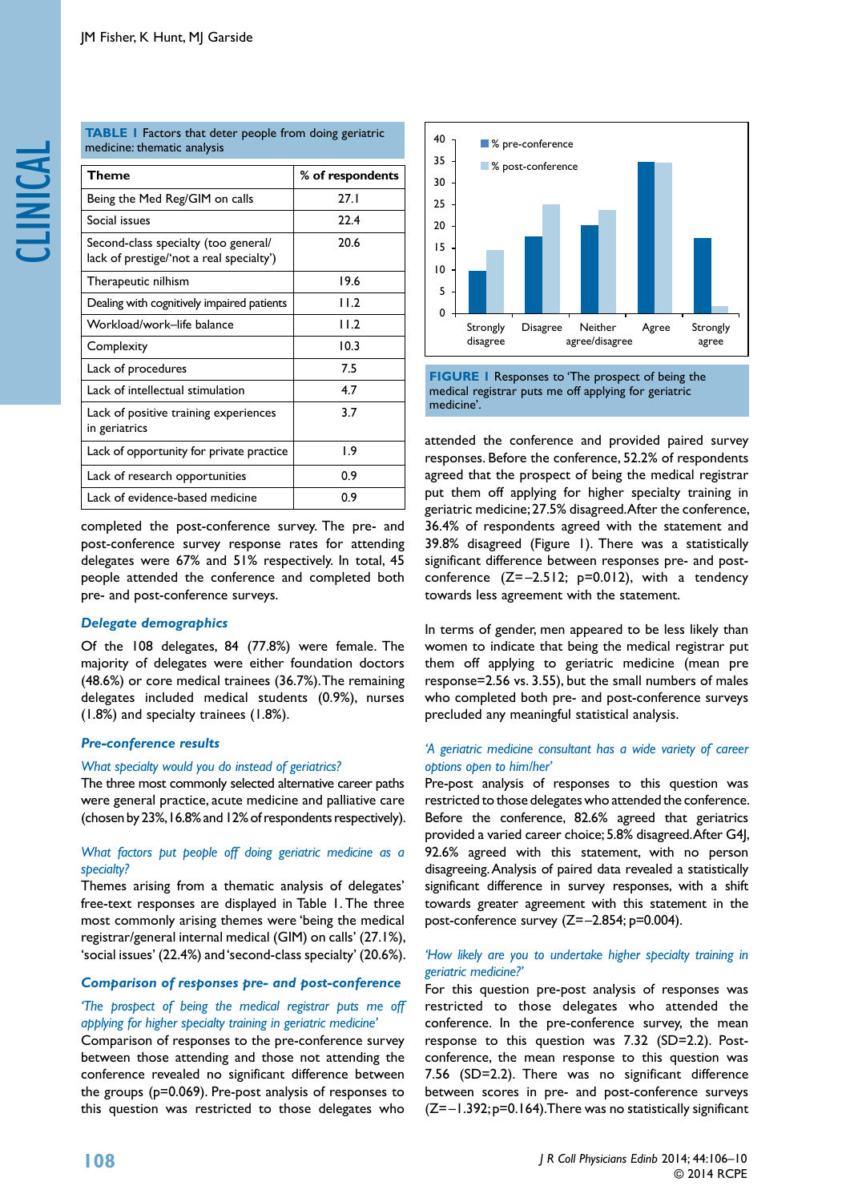**TABLE 1** Factors that deter people from doing geriatric medicine: thematic analysis

| Theme | % of respondents |
|---|---|
| Being the Med Reg/GIM on calls | 27.1 |
| Social issues | 22.4 |
| Second-class specialty (too general/ lack of prestige/'not a real specialty') | 20.6 |
| Therapeutic nilhism | 19.6 |
| Dealing with cognitively impaired patients | 11.2 |
| Workload/work–life balance | 11.2 |
| Complexity | 10.3 |
| Lack of procedures | 7.5 |
| Lack of intellectual stimulation | 4.7 |
| Lack of positive training experiences in geriatrics | 3.7 |
| Lack of opportunity for private practice | 1.9 |
| Lack of research opportunities | 0.9 |
| Lack of evidence-based medicine | 0.9 |

completed the post-conference survey. The pre- and post-conference survey response rates for attending delegates were 67% and 51% respectively. In total, 45 people attended the conference and completed both pre- and post-conference surveys.

### Delegate demographics

Of the 108 delegates, 84 (77.8%) were female. The majority of delegates were either foundation doctors (48.6%) or core medical trainees (36.7%). The remaining delegates included medical students (0.9%), nurses (1.8%) and specialty trainees (1.8%).

### Pre-conference results

*What specialty would you do instead of geriatrics?*

The three most commonly selected alternative career paths were general practice, acute medicine and palliative care (chosen by 23%, 16.8% and 12% of respondents respectively).

*What factors put people off doing geriatric medicine as a specialty?*

Themes arising from a thematic analysis of delegates' free-text responses are displayed in Table 1. The three most commonly arising themes were 'being the medical registrar/general internal medical (GIM) on calls' (27.1%), 'social issues' (22.4%) and 'second-class specialty' (20.6%).

### Comparison of responses pre- and post-conference

*'The prospect of being the medical registrar puts me off applying for higher specialty training in geriatric medicine'*

Comparison of responses to the pre-conference survey between those attending and those not attending the conference revealed no significant difference between the groups (p=0.069). Pre-post analysis of responses to this question was restricted to those delegates who attended the conference and provided paired survey responses. Before the conference, 52.2% of respondents agreed that the prospect of being the medical registrar put them off applying for higher specialty training in geriatric medicine; 27.5% disagreed. After the conference, 36.4% of respondents agreed with the statement and 39.8% disagreed (Figure 1). There was a statistically significant difference between responses pre- and post-conference (Z=–2.512; p=0.012), with a tendency towards less agreement with the statement.

**FIGURE 1** Responses to 'The prospect of being the medical registrar puts me off applying for geriatric medicine'.

In terms of gender, men appeared to be less likely than women to indicate that being the medical registrar put them off applying to geriatric medicine (mean pre response=2.56 vs. 3.55), but the small numbers of males who completed both pre- and post-conference surveys precluded any meaningful statistical analysis.

*'A geriatric medicine consultant has a wide variety of career options open to him/her'*

Pre-post analysis of responses to this question was restricted to those delegates who attended the conference. Before the conference, 82.6% agreed that geriatrics provided a varied career choice; 5.8% disagreed. After G4J, 92.6% agreed with this statement, with no person disagreeing. Analysis of paired data revealed a statistically significant difference in survey responses, with a shift towards greater agreement with this statement in the post-conference survey (Z=–2.854; p=0.004).

*'How likely are you to undertake higher specialty training in geriatric medicine?'*

For this question pre-post analysis of responses was restricted to those delegates who attended the conference. In the pre-conference survey, the mean response to this question was 7.32 (SD=2.2). Post-conference, the mean response to this question was 7.56 (SD=2.2). There was no significant difference between scores in pre- and post-conference surveys (Z=–1.392; p=0.164). There was no statistically significant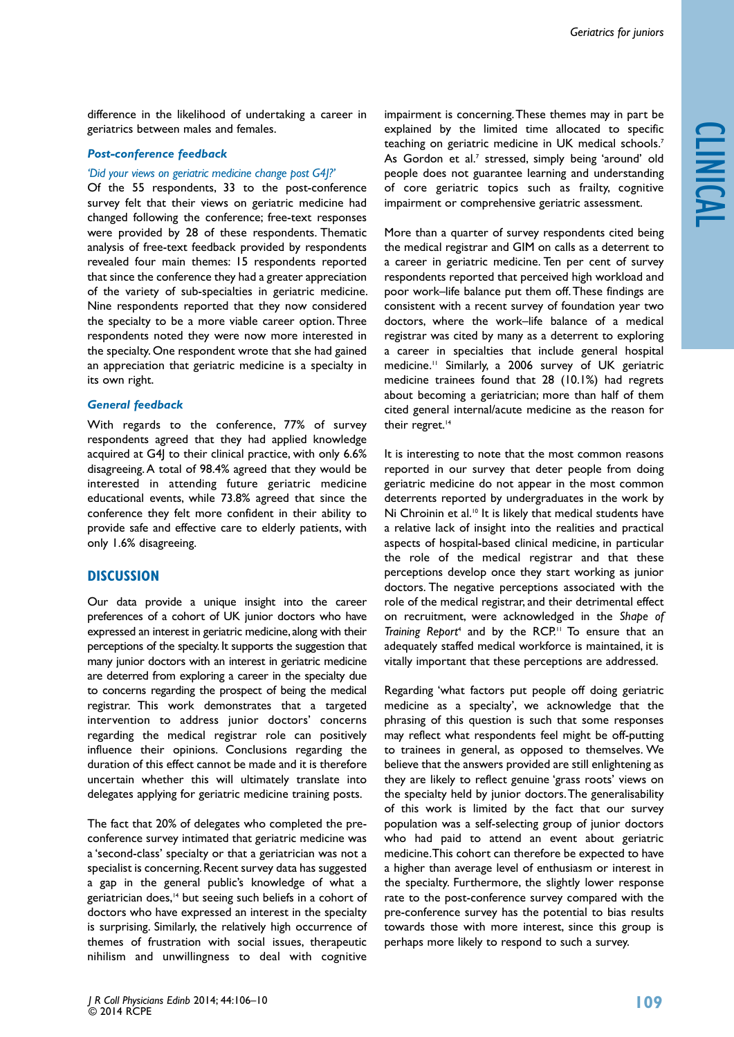difference in the likelihood of undertaking a career in geriatrics between males and females.

### Post-conference feedback

*'Did your views on geriatric medicine change post G4J?'*

Of the 55 respondents, 33 to the post-conference survey felt that their views on geriatric medicine had changed following the conference; free-text responses were provided by 28 of these respondents. Thematic analysis of free-text feedback provided by respondents revealed four main themes: 15 respondents reported that since the conference they had a greater appreciation of the variety of sub-specialties in geriatric medicine. Nine respondents reported that they now considered the specialty to be a more viable career option. Three respondents noted they were now more interested in the specialty. One respondent wrote that she had gained an appreciation that geriatric medicine is a specialty in its own right.

### General feedback

With regards to the conference, 77% of survey respondents agreed that they had applied knowledge acquired at G4J to their clinical practice, with only 6.6% disagreeing. A total of 98.4% agreed that they would be interested in attending future geriatric medicine educational events, while 73.8% agreed that since the conference they felt more confident in their ability to provide safe and effective care to elderly patients, with only 1.6% disagreeing.

## Discussion

Our data provide a unique insight into the career preferences of a cohort of UK junior doctors who have expressed an interest in geriatric medicine, along with their perceptions of the specialty. It supports the suggestion that many junior doctors with an interest in geriatric medicine are deterred from exploring a career in the specialty due to concerns regarding the prospect of being the medical registrar. This work demonstrates that a targeted intervention to address junior doctors' concerns regarding the medical registrar role can positively influence their opinions. Conclusions regarding the duration of this effect cannot be made and it is therefore uncertain whether this will ultimately translate into delegates applying for geriatric medicine training posts.

The fact that 20% of delegates who completed the pre-conference survey intimated that geriatric medicine was a 'second-class' specialty or that a geriatrician was not a specialist is concerning. Recent survey data has suggested a gap in the general public's knowledge of what a geriatrician does,[14] but seeing such beliefs in a cohort of doctors who have expressed an interest in the specialty is surprising. Similarly, the relatively high occurrence of themes of frustration with social issues, therapeutic nihilism and unwillingness to deal with cognitive impairment is concerning. These themes may in part be explained by the limited time allocated to specific teaching on geriatric medicine in UK medical schools.[7] As Gordon et al.[7] stressed, simply being 'around' old people does not guarantee learning and understanding of core geriatric topics such as frailty, cognitive impairment or comprehensive geriatric assessment.

More than a quarter of survey respondents cited being the medical registrar and GIM on calls as a deterrent to a career in geriatric medicine. Ten per cent of survey respondents reported that perceived high workload and poor work–life balance put them off. These findings are consistent with a recent survey of foundation year two doctors, where the work–life balance of a medical registrar was cited by many as a deterrent to exploring a career in specialties that include general hospital medicine.[11] Similarly, a 2006 survey of UK geriatric medicine trainees found that 28 (10.1%) had regrets about becoming a geriatrician; more than half of them cited general internal/acute medicine as the reason for their regret.[14]

It is interesting to note that the most common reasons reported in our survey that deter people from doing geriatric medicine do not appear in the most common deterrents reported by undergraduates in the work by Ni Chroinin et al.[10] It is likely that medical students have a relative lack of insight into the realities and practical aspects of hospital-based clinical medicine, in particular the role of the medical registrar and that these perceptions develop once they start working as junior doctors. The negative perceptions associated with the role of the medical registrar, and their detrimental effect on recruitment, were acknowledged in the *Shape of Training Report*[4] and by the RCP.[11] To ensure that an adequately staffed medical workforce is maintained, it is vitally important that these perceptions are addressed.

Regarding 'what factors put people off doing geriatric medicine as a specialty', we acknowledge that the phrasing of this question is such that some responses may reflect what respondents feel might be off-putting to trainees in general, as opposed to themselves. We believe that the answers provided are still enlightening as they are likely to reflect genuine 'grass roots' views on the specialty held by junior doctors. The generalisability of this work is limited by the fact that our survey population was a self-selecting group of junior doctors who had paid to attend an event about geriatric medicine. This cohort can therefore be expected to have a higher than average level of enthusiasm or interest in the specialty. Furthermore, the slightly lower response rate to the post-conference survey compared with the pre-conference survey has the potential to bias results towards those with more interest, since this group is perhaps more likely to respond to such a survey.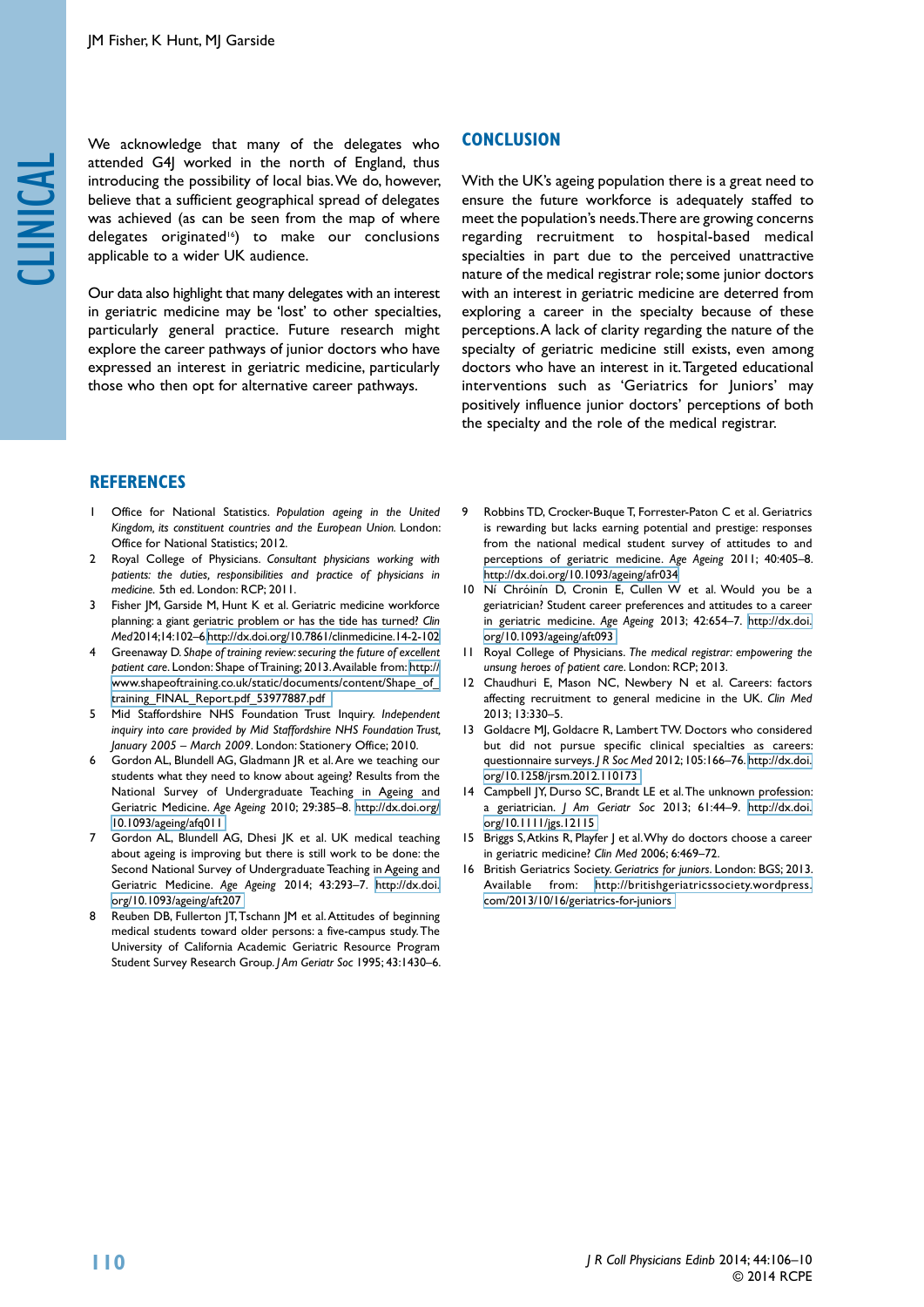We acknowledge that many of the delegates who attended G4J worked in the north of England, thus introducing the possibility of local bias. We do, however, believe that a sufficient geographical spread of delegates was achieved (as can be seen from the map of where delegates originated[16]) to make our conclusions applicable to a wider UK audience.

Our data also highlight that many delegates with an interest in geriatric medicine may be 'lost' to other specialties, particularly general practice. Future research might explore the career pathways of junior doctors who have expressed an interest in geriatric medicine, particularly those who then opt for alternative career pathways.

## CONCLUSION

With the UK's ageing population there is a great need to ensure the future workforce is adequately staffed to meet the population's needs. There are growing concerns regarding recruitment to hospital-based medical specialties in part due to the perceived unattractive nature of the medical registrar role; some junior doctors with an interest in geriatric medicine are deterred from exploring a career in the specialty because of these perceptions. A lack of clarity regarding the nature of the specialty of geriatric medicine still exists, even among doctors who have an interest in it. Targeted educational interventions such as 'Geriatrics for Juniors' may positively influence junior doctors' perceptions of both the specialty and the role of the medical registrar.

## REFERENCES

1. Office for National Statistics. *Population ageing in the United Kingdom, its constituent countries and the European Union.* London: Office for National Statistics; 2012.
2. Royal College of Physicians. *Consultant physicians working with patients: the duties, responsibilities and practice of physicians in medicine.* 5th ed. London: RCP; 2011.
3. Fisher JM, Garside M, Hunt K et al. Geriatric medicine workforce planning: a giant geriatric problem or has the tide has turned? *Clin Med* 2014;14:102–6 http://dx.doi.org/10.7861/clinmedicine.14-2-102
4. Greenaway D. *Shape of training review: securing the future of excellent patient care.* London: Shape of Training; 2013. Available from: http://www.shapeoftraining.co.uk/static/documents/content/Shape_of_training_FINAL_Report.pdf_53977887.pdf
5. Mid Staffordshire NHS Foundation Trust Inquiry. *Independent inquiry into care provided by Mid Staffordshire NHS Foundation Trust, January 2005 – March 2009.* London: Stationery Office; 2010.
6. Gordon AL, Blundell AG, Gladmann JR et al. Are we teaching our students what they need to know about ageing? Results from the National Survey of Undergraduate Teaching in Ageing and Geriatric Medicine. *Age Ageing* 2010; 29:385–8. http://dx.doi.org/10.1093/ageing/afq011
7. Gordon AL, Blundell AG, Dhesi JK et al. UK medical teaching about ageing is improving but there is still work to be done: the Second National Survey of Undergraduate Teaching in Ageing and Geriatric Medicine. *Age Ageing* 2014; 43:293–7. http://dx.doi.org/10.1093/ageing/aft207
8. Reuben DB, Fullerton JT, Tschann JM et al. Attitudes of beginning medical students toward older persons: a five-campus study. The University of California Academic Geriatric Resource Program Student Survey Research Group. *J Am Geriatr Soc* 1995; 43:1430–6.
9. Robbins TD, Crocker-Buque T, Forrester-Paton C et al. Geriatrics is rewarding but lacks earning potential and prestige: responses from the national medical student survey of attitudes to and perceptions of geriatric medicine. *Age Ageing* 2011; 40:405–8. http://dx.doi.org/10.1093/ageing/afr034
10. Ní Chróinín D, Cronin E, Cullen W et al. Would you be a geriatrician? Student career preferences and attitudes to a career in geriatric medicine. *Age Ageing* 2013; 42:654–7. http://dx.doi.org/10.1093/ageing/aft093
11. Royal College of Physicians. *The medical registrar: empowering the unsung heroes of patient care.* London: RCP; 2013.
12. Chaudhuri E, Mason NC, Newbery N et al. Careers: factors affecting recruitment to general medicine in the UK. *Clin Med* 2013; 13:330–5.
13. Goldacre MJ, Goldacre R, Lambert TW. Doctors who considered but did not pursue specific clinical specialties as careers: questionnaire surveys. *J R Soc Med* 2012; 105:166–76. http://dx.doi.org/10.1258/jrsm.2012.110173
14. Campbell JY, Durso SC, Brandt LE et al. The unknown profession: a geriatrician. *J Am Geriatr Soc* 2013; 61:44–9. http://dx.doi.org/10.1111/jgs.12115
15. Briggs S, Atkins R, Playfer J et al. Why do doctors choose a career in geriatric medicine? *Clin Med* 2006; 6:469–72.
16. British Geriatrics Society. *Geriatrics for juniors.* London: BGS; 2013. Available from: http://britishgeriatricssociety.wordpress.com/2013/10/16/geriatrics-for-juniors